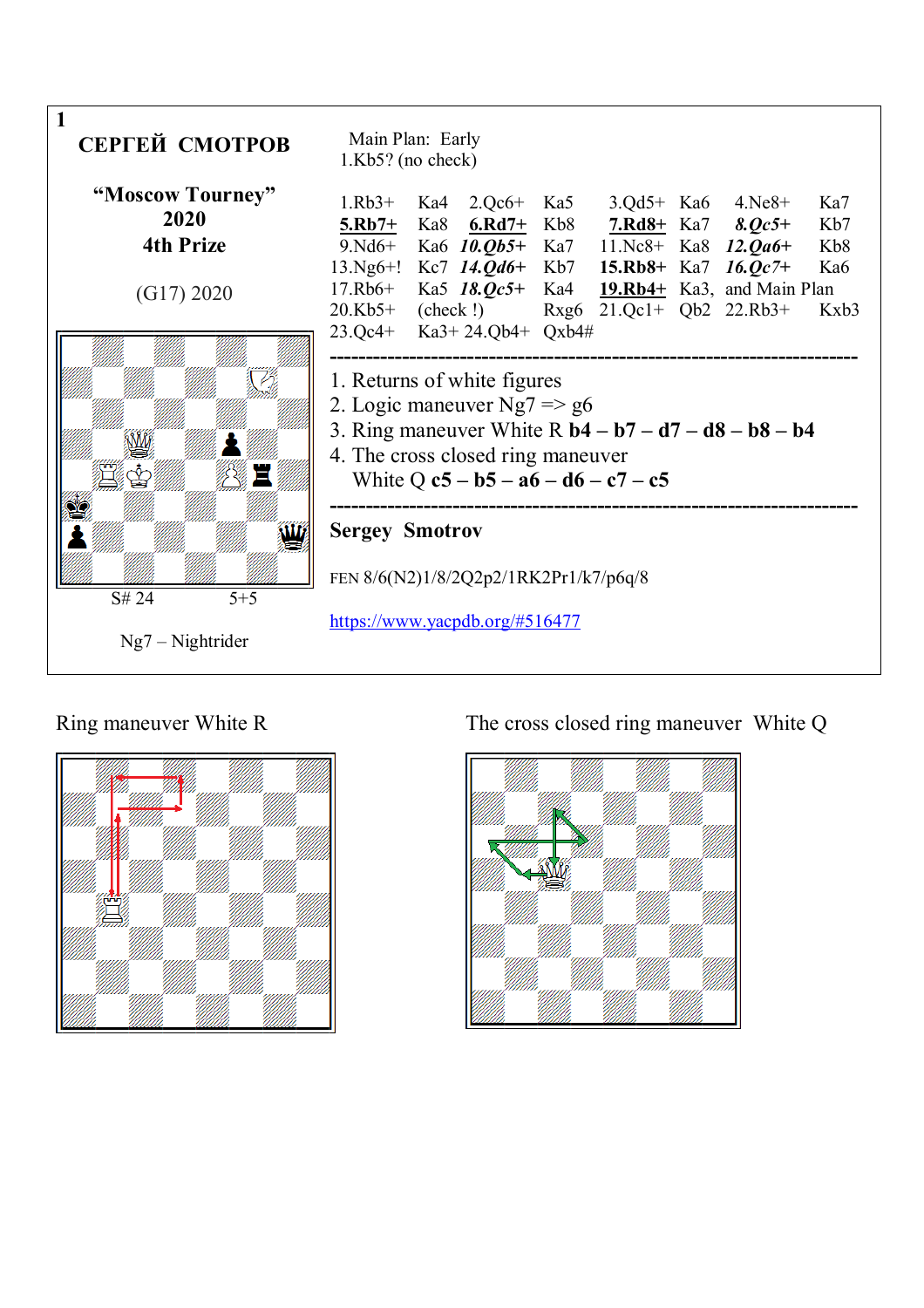1

**СЕРГЕЙ СМОТРОВ**

**"Moscow Tourney" 2020**

**4th Prize**

(G17) 2020

S# 24 5+5

Ng7 – Nightrider

Main Plan: Early 1.Kb5? (no check)

1.Rb3+ Ka4 2.Qc6+ Ka5 3.Qd5+ Ka6 4.Ne8+ Ka7 **5.Rb7+** Ka8 **6.Rd7+** Kb8 **7.Rd8+** Ka7 ***8.Qc5+*** Kb7 9.Nd6+ Ka6 ***10.Qb5+*** Ka7 11.Nc8+ Ka8 ***12.Qa6+*** Kb8 13.Ng6+! Kc7 ***14.Qd6+*** Kb7 **15.Rb8+** Ka7 ***16.Qc7+*** Ka6 17.Rb6+ Ka5 ***18.Qc5+*** Ka4 **19.Rb4+** Ka3, and Main Plan 20.Kb5+ (check !) Rxg6 21.Qc1+ Qb2 22.Rb3+ Kxb3 23.Qc4+ Ka3+ 24.Qb4+ Qxb4#

---

1. Returns of white figures
2. Logic maneuver Ng7 => g6
3. Ring maneuver White R **b4 – b7 – d7 – d8 – b8 – b4**
4. The cross closed ring maneuver
   White Q **c5 – b5 – a6 – d6 – c7 – c5**

---

**Sergey Smotrov**

FEN 8/6(N2)1/8/2Q2p2/1RK2Pr1/k7/p6q/8

https://www.yacpdb.org/#516477

Ring maneuver White R

The cross closed ring maneuver White Q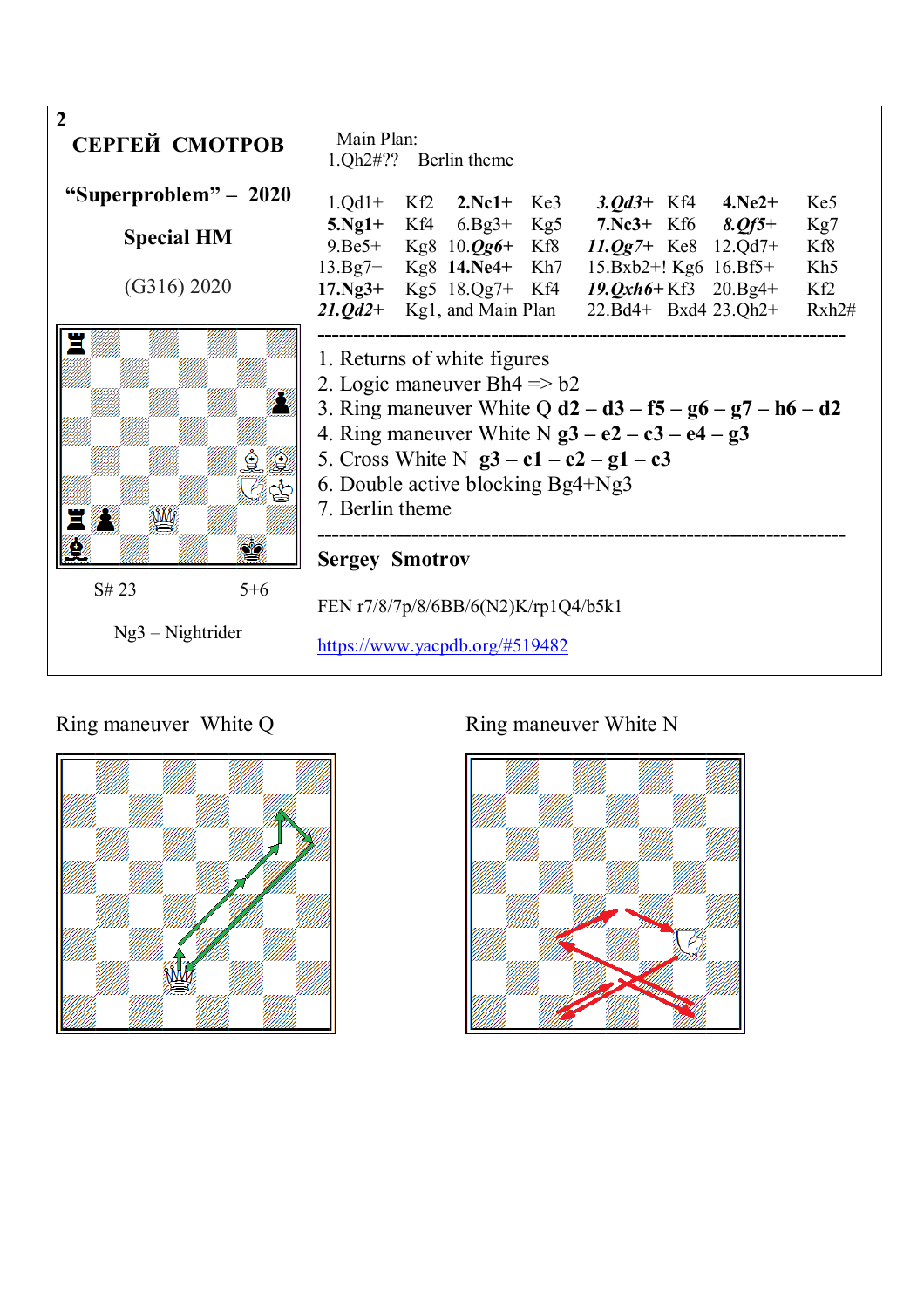2

**СЕРГЕЙ СМОТРОВ**

**“Superproblem” – 2020**

**Special HM**

(G316) 2020

S# 23 5+6

Ng3 – Nightrider

Main Plan:
1.Qh2#?? Berlin theme

| | | | | | | | |
|---|---|---|---|---|---|---|---|
| 1.Qd1+ | Kf2 | **2.Nc1+** | Ke3 | ***3.Qd3+*** | Kf4 | **4.Ne2+** | Ke5 |
| **5.Ng1+** | Kf4 | 6.Bg3+ | Kg5 | **7.Nc3+** | Kf6 | ***8.Qf5+*** | Kg7 |
| 9.Be5+ | Kg8 | 10.***Qg6+*** | Kf8 | ***11.Qg7+*** | Ke8 | 12.Qd7+ | Kf8 |
| 13.Bg7+ | Kg8 | **14.Ne4+** | Kh7 | 15.Bxb2+! | Kg6 | 16.Bf5+ | Kh5 |
| **17.Ng3+** | Kg5 | 18.Qg7+ | Kf4 | ***19.Qxh6+*** | Kf3 | 20.Bg4+ | Kf2 |
| ***21.Qd2+*** | Kg1, and Main Plan | | | 22.Bd4+ | Bxd4 | 23.Qh2+ | Rxh2# |

---

1. Returns of white figures
2. Logic maneuver Bh4 => b2
3. Ring maneuver White Q **d2 – d3 – f5 – g6 – g7 – h6 – d2**
4. Ring maneuver White N **g3 – e2 – c3 – e4 – g3**
5. Cross White N **g3 – c1 – e2 – g1 – c3**
6. Double active blocking Bg4+Ng3
7. Berlin theme

---

**Sergey Smotrov**

FEN r7/8/7p/8/6BB/6(N2)K/rp1Q4/b5k1

[https://www.yacpdb.org/#519482](https://www.yacpdb.org/#519482)

Ring maneuver White Q

Ring maneuver White N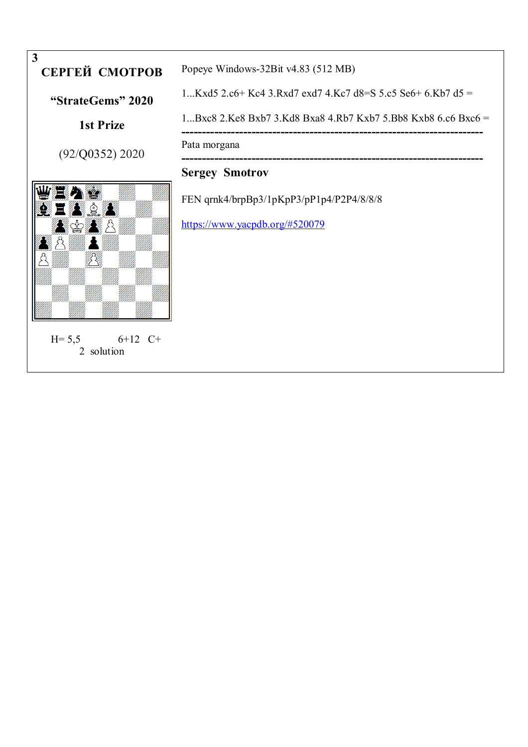**3**

**СЕРГЕЙ СМОТРОВ**

**“StrateGems” 2020**

**1st Prize**

(92/Q0352) 2020

H= 5,5 6+12 C+

2 solution

Popeye Windows-32Bit v4.83 (512 MB)

1...Kxd5 2.c6+ Kc4 3.Rxd7 exd7 4.Kc7 d8=S 5.c5 Se6+ 6.Kb7 d5 =

1...Bxc8 2.Ke8 Bxb7 3.Kd8 Bxa8 4.Rb7 Kxb7 5.Bb8 Kxb8 6.c6 Bxc6 =

-----------------------------------------------------------------------

Pata morgana

-----------------------------------------------------------------------

**Sergey Smotrov**

FEN qrnk4/brpBp3/1pKpP3/pP1p4/P2P4/8/8/8

https://www.yacpdb.org/#520079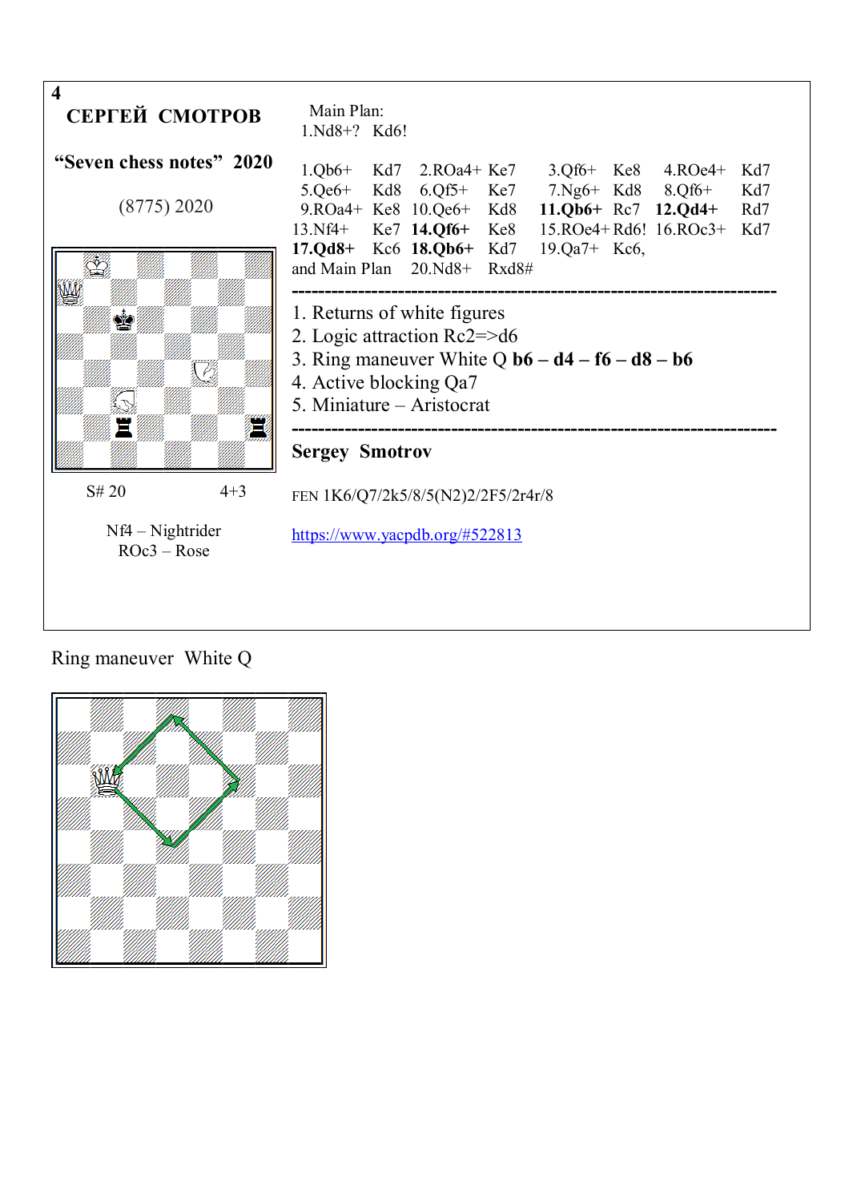**4**

**СЕРГЕЙ СМОТРОВ**

**“Seven chess notes” 2020**

(8775) 2020

S# 20 4+3

Nf4 – Nightrider
ROc3 – Rose

Main Plan:
1.Nd8+? Kd6!

1.Qb6+ Kd7 2.ROa4+ Ke7 3.Qf6+ Ke8 4.ROe4+ Kd7
5.Qe6+ Kd8 6.Qf5+ Ke7 7.Ng6+ Kd8 8.Qf6+ Kd7
9.ROa4+ Ke8 10.Qe6+ Kd8 **11.Qb6+** Rc7 **12.Qd4+** Rd7
13.Nf4+ Ke7 **14.Qf6+** Ke8 15.ROe4+ Rd6! 16.ROc3+ Kd7
**17.Qd8+** Kc6 **18.Qb6+** Kd7 19.Qa7+ Kc6,
and Main Plan 20.Nd8+ Rxd8#

---

1. Returns of white figures
2. Logic attraction Rc2=>d6
3. Ring maneuver White Q **b6 – d4 – f6 – d8 – b6**
4. Active blocking Qa7
5. Miniature – Aristocrat

---

**Sergey Smotrov**

FEN 1K6/Q7/2k5/8/5(N2)2/2F5/2r4r/8

https://www.yacpdb.org/#522813

Ring maneuver White Q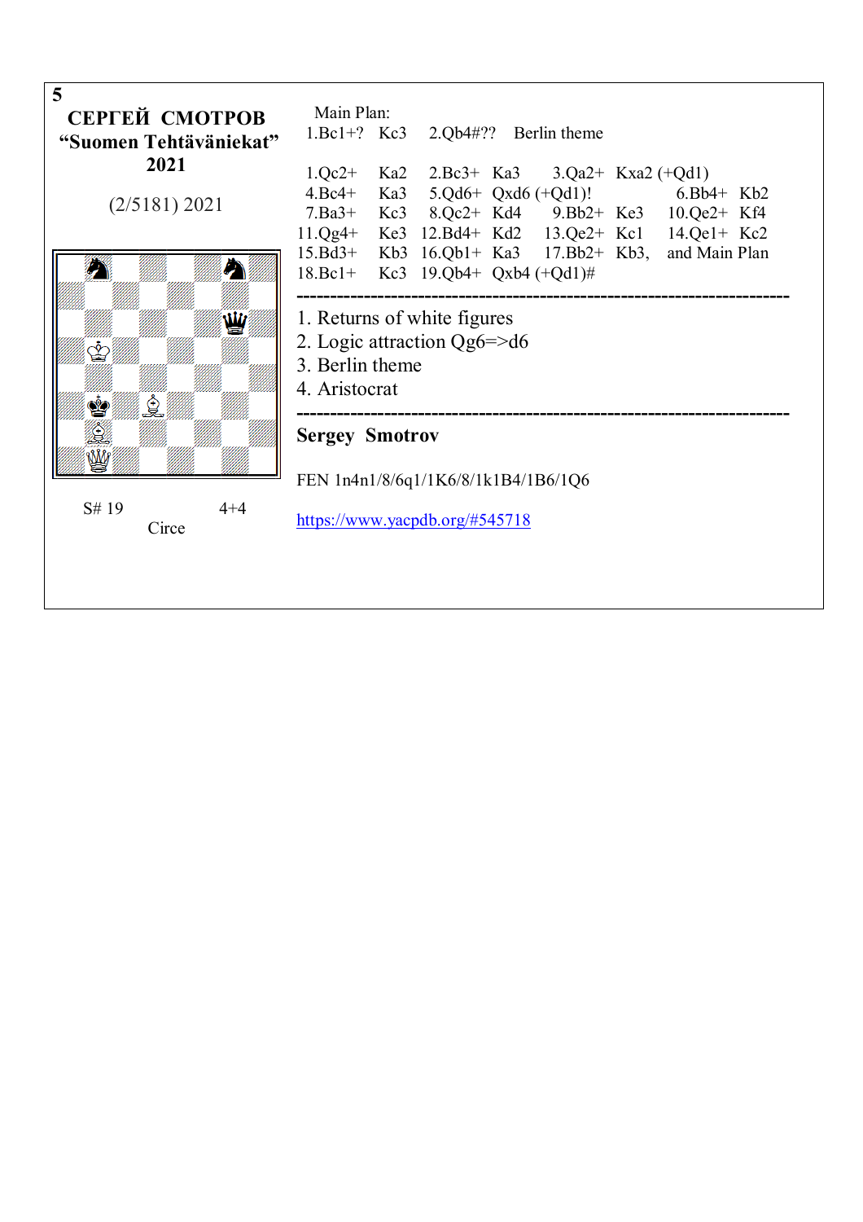5

**СЕРГЕЙ СМОТРОВ**
**"Suomen Tehtäväniekat"**
**2021**

(2/5181) 2021

S# 19 4+4

Circe

Main Plan:
1.Bc1+? Kc3 2.Qb4#?? Berlin theme

1.Qc2+ Ka2 2.Bc3+ Ka3 3.Qa2+ Kxa2 (+Qd1)
4.Bc4+ Ka3 5.Qd6+ Qxd6 (+Qd1)! 6.Bb4+ Kb2
7.Ba3+ Kc3 8.Qc2+ Kd4 9.Bb2+ Ke3 10.Qe2+ Kf4
11.Qg4+ Ke3 12.Bd4+ Kd2 13.Qe2+ Kc1 14.Qe1+ Kc2
15.Bd3+ Kb3 16.Qb1+ Ka3 17.Bb2+ Kb3, and Main Plan
18.Bc1+ Kc3 19.Qb4+ Qxb4 (+Qd1)#

---

1. Returns of white figures
2. Logic attraction Qg6=>d6
3. Berlin theme
4. Aristocrat

---

**Sergey Smotrov**

FEN 1n4n1/8/6q1/1K6/8/1k1B4/1B6/1Q6

https://www.yacpdb.org/#545718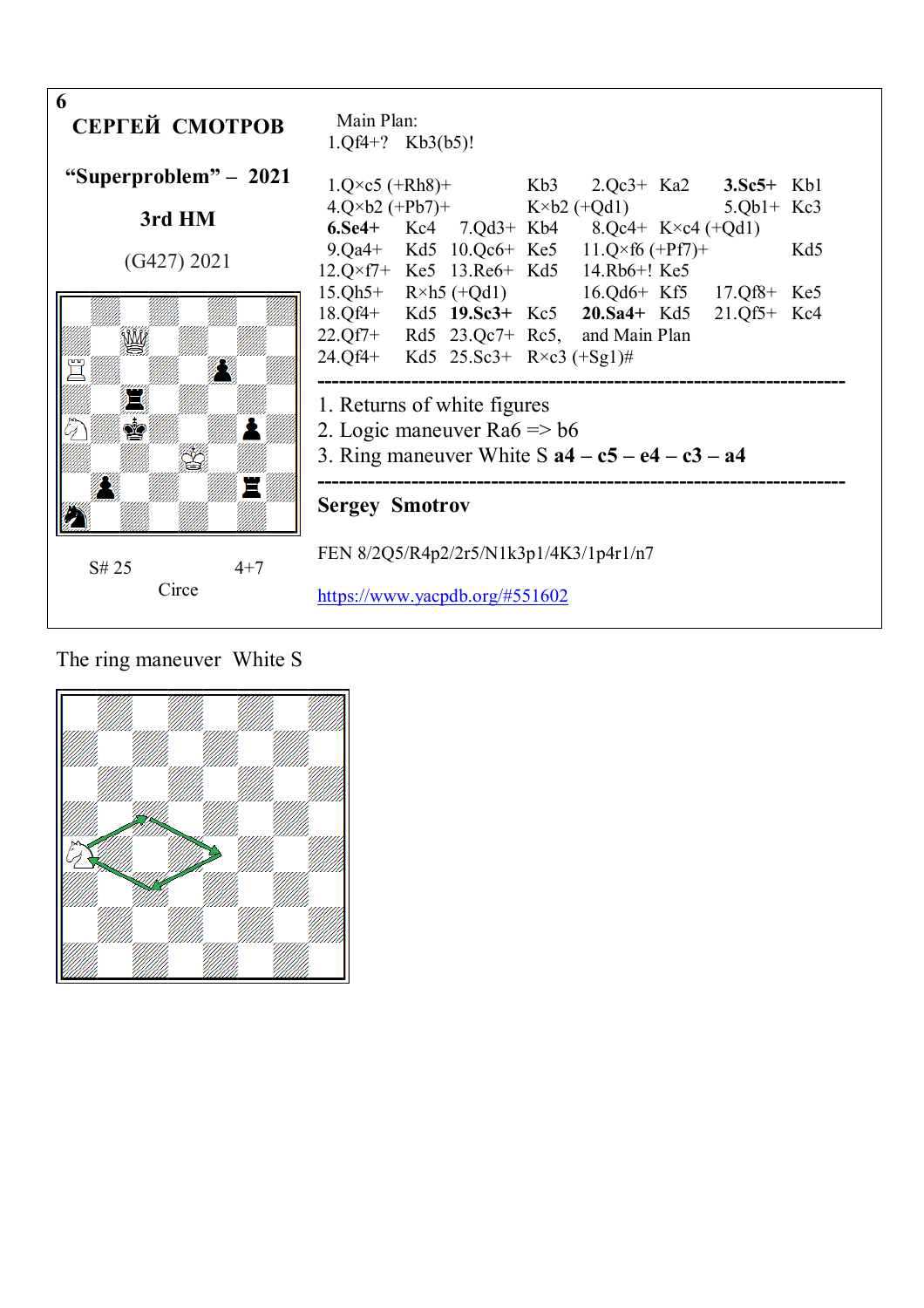**6**

**СЕРГЕЙ СМОТРОВ**

**"Superproblem" – 2021**

**3rd HM**

(G427) 2021

S# 25 4+7

Circe

Main Plan:
1.Qf4+? Kb3(b5)!

1.Q×c5 (+Rh8)+ Kb3 2.Qc3+ Ka2 **3.Sc5+** Kb1
4.Q×b2 (+Pb7)+ K×b2 (+Qd1) 5.Qb1+ Kc3
**6.Se4+** Kc4 7.Qd3+ Kb4 8.Qc4+ K×c4 (+Qd1)
9.Qa4+ Kd5 10.Qc6+ Ke5 11.Q×f6 (+Pf7)+ Kd5
12.Q×f7+ Ke5 13.Re6+ Kd5 14.Rb6+! Ke5
15.Qh5+ R×h5 (+Qd1) 16.Qd6+ Kf5 17.Qf8+ Ke5
18.Qf4+ Kd5 **19.Sc3+** Kc5 **20.Sa4+** Kd5 21.Qf5+ Kc4
22.Qf7+ Rd5 23.Qc7+ Rc5, and Main Plan
24.Qf4+ Kd5 25.Sc3+ R×c3 (+Sg1)#

---

1. Returns of white figures
2. Logic maneuver Ra6 => b6
3. Ring maneuver White S **a4 – c5 – e4 – c3 – a4**

---

**Sergey Smotrov**

FEN 8/2Q5/R4p2/2r5/N1k3p1/4K3/1p4r1/n7

https://www.yacpdb.org/#551602

The ring maneuver White S